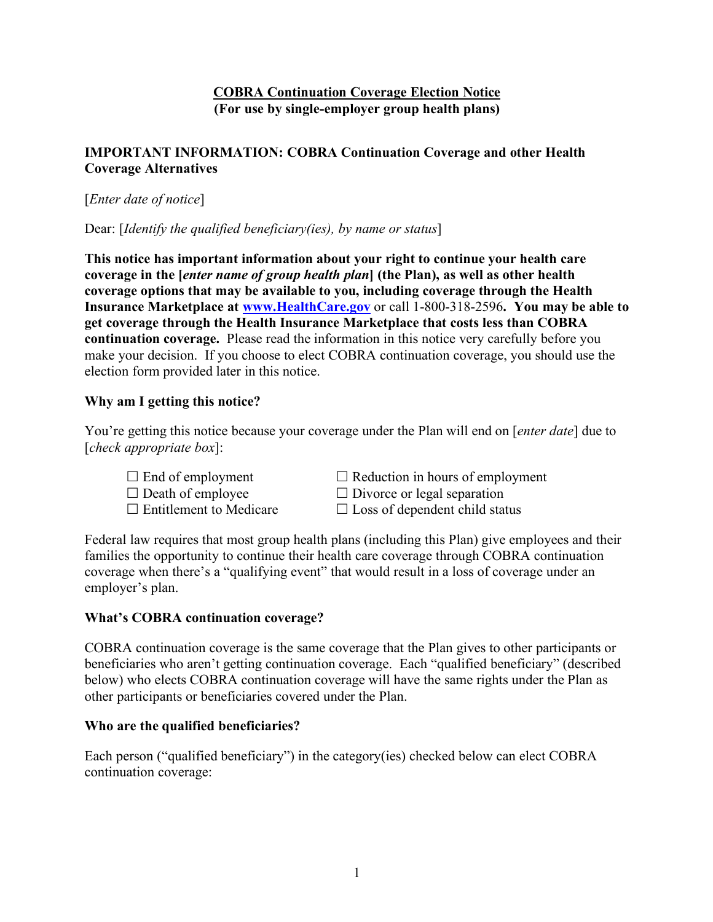**COBRA Continuation Coverage Election Notice**
**(For use by single-employer group health plans)**

**IMPORTANT INFORMATION: COBRA Continuation Coverage and other Health Coverage Alternatives**

[*Enter date of notice*]

Dear: [*Identify the qualified beneficiary(ies), by name or status*]

**This notice has important information about your right to continue your health care coverage in the [*enter name of group health plan*] (the Plan), as well as other health coverage options that may be available to you, including coverage through the Health Insurance Marketplace at [www.HealthCare.gov](http://www.HealthCare.gov)** or call 1-800-318-2596**. You may be able to get coverage through the Health Insurance Marketplace that costs less than COBRA continuation coverage.** Please read the information in this notice very carefully before you make your decision. If you choose to elect COBRA continuation coverage, you should use the election form provided later in this notice.

**Why am I getting this notice?**

You're getting this notice because your coverage under the Plan will end on [*enter date*] due to [*check appropriate box*]:

☐ End of employment
☐ Reduction in hours of employment
☐ Death of employee
☐ Divorce or legal separation
☐ Entitlement to Medicare
☐ Loss of dependent child status

Federal law requires that most group health plans (including this Plan) give employees and their families the opportunity to continue their health care coverage through COBRA continuation coverage when there's a "qualifying event" that would result in a loss of coverage under an employer's plan.

**What's COBRA continuation coverage?**

COBRA continuation coverage is the same coverage that the Plan gives to other participants or beneficiaries who aren't getting continuation coverage. Each "qualified beneficiary" (described below) who elects COBRA continuation coverage will have the same rights under the Plan as other participants or beneficiaries covered under the Plan.

**Who are the qualified beneficiaries?**

Each person ("qualified beneficiary") in the category(ies) checked below can elect COBRA continuation coverage: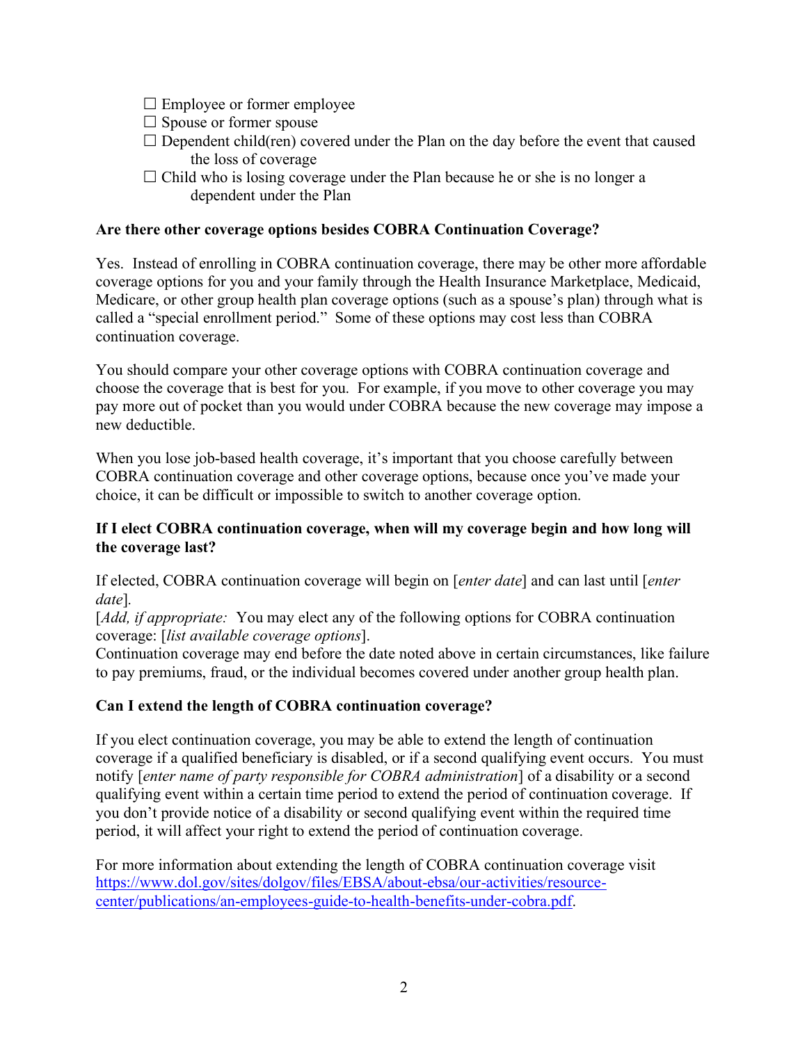☐ Employee or former employee
☐ Spouse or former spouse
☐ Dependent child(ren) covered under the Plan on the day before the event that caused the loss of coverage
☐ Child who is losing coverage under the Plan because he or she is no longer a dependent under the Plan

**Are there other coverage options besides COBRA Continuation Coverage?**

Yes. Instead of enrolling in COBRA continuation coverage, there may be other more affordable coverage options for you and your family through the Health Insurance Marketplace, Medicaid, Medicare, or other group health plan coverage options (such as a spouse's plan) through what is called a "special enrollment period." Some of these options may cost less than COBRA continuation coverage.

You should compare your other coverage options with COBRA continuation coverage and choose the coverage that is best for you. For example, if you move to other coverage you may pay more out of pocket than you would under COBRA because the new coverage may impose a new deductible.

When you lose job-based health coverage, it's important that you choose carefully between COBRA continuation coverage and other coverage options, because once you've made your choice, it can be difficult or impossible to switch to another coverage option.

**If I elect COBRA continuation coverage, when will my coverage begin and how long will the coverage last?**

If elected, COBRA continuation coverage will begin on [*enter date*] and can last until [*enter date*].
[*Add, if appropriate:* You may elect any of the following options for COBRA continuation coverage: [*list available coverage options*].
Continuation coverage may end before the date noted above in certain circumstances, like failure to pay premiums, fraud, or the individual becomes covered under another group health plan.

**Can I extend the length of COBRA continuation coverage?**

If you elect continuation coverage, you may be able to extend the length of continuation coverage if a qualified beneficiary is disabled, or if a second qualifying event occurs. You must notify [*enter name of party responsible for COBRA administration*] of a disability or a second qualifying event within a certain time period to extend the period of continuation coverage. If you don't provide notice of a disability or second qualifying event within the required time period, it will affect your right to extend the period of continuation coverage.

For more information about extending the length of COBRA continuation coverage visit https://www.dol.gov/sites/dolgov/files/EBSA/about-ebsa/our-activities/resource-center/publications/an-employees-guide-to-health-benefits-under-cobra.pdf.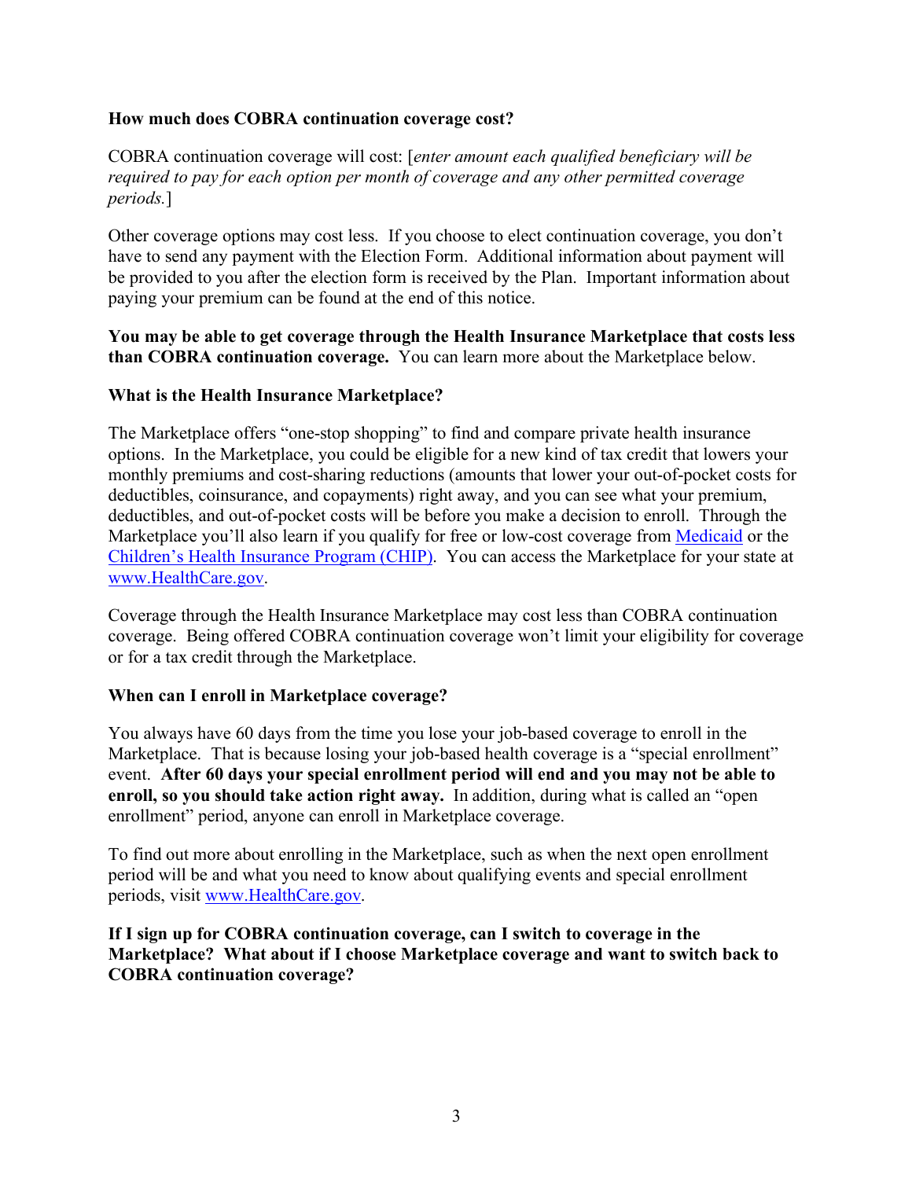**How much does COBRA continuation coverage cost?**

COBRA continuation coverage will cost: [*enter amount each qualified beneficiary will be required to pay for each option per month of coverage and any other permitted coverage periods.*]

Other coverage options may cost less. If you choose to elect continuation coverage, you don't have to send any payment with the Election Form. Additional information about payment will be provided to you after the election form is received by the Plan. Important information about paying your premium can be found at the end of this notice.

**You may be able to get coverage through the Health Insurance Marketplace that costs less than COBRA continuation coverage.** You can learn more about the Marketplace below.

**What is the Health Insurance Marketplace?**

The Marketplace offers "one-stop shopping" to find and compare private health insurance options. In the Marketplace, you could be eligible for a new kind of tax credit that lowers your monthly premiums and cost-sharing reductions (amounts that lower your out-of-pocket costs for deductibles, coinsurance, and copayments) right away, and you can see what your premium, deductibles, and out-of-pocket costs will be before you make a decision to enroll. Through the Marketplace you'll also learn if you qualify for free or low-cost coverage from Medicaid or the Children's Health Insurance Program (CHIP). You can access the Marketplace for your state at www.HealthCare.gov.

Coverage through the Health Insurance Marketplace may cost less than COBRA continuation coverage. Being offered COBRA continuation coverage won't limit your eligibility for coverage or for a tax credit through the Marketplace.

**When can I enroll in Marketplace coverage?**

You always have 60 days from the time you lose your job-based coverage to enroll in the Marketplace. That is because losing your job-based health coverage is a "special enrollment" event. **After 60 days your special enrollment period will end and you may not be able to enroll, so you should take action right away.** In addition, during what is called an "open enrollment" period, anyone can enroll in Marketplace coverage.

To find out more about enrolling in the Marketplace, such as when the next open enrollment period will be and what you need to know about qualifying events and special enrollment periods, visit www.HealthCare.gov.

**If I sign up for COBRA continuation coverage, can I switch to coverage in the Marketplace? What about if I choose Marketplace coverage and want to switch back to COBRA continuation coverage?**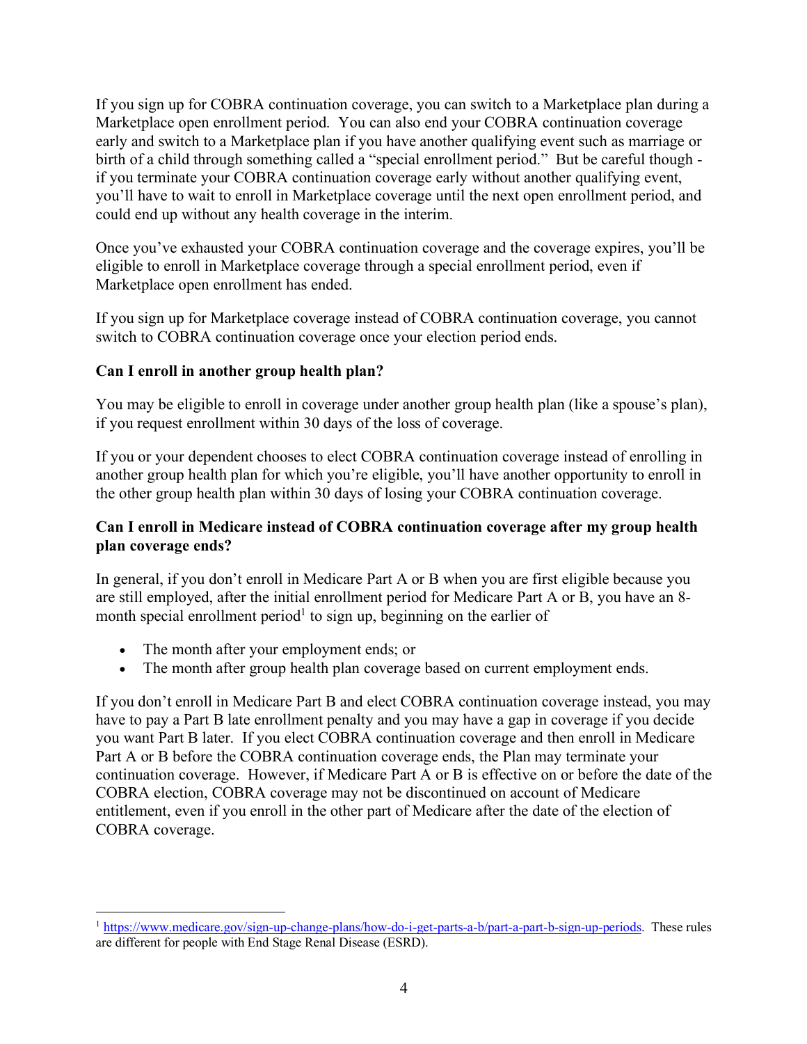If you sign up for COBRA continuation coverage, you can switch to a Marketplace plan during a Marketplace open enrollment period. You can also end your COBRA continuation coverage early and switch to a Marketplace plan if you have another qualifying event such as marriage or birth of a child through something called a "special enrollment period." But be careful though - if you terminate your COBRA continuation coverage early without another qualifying event, you'll have to wait to enroll in Marketplace coverage until the next open enrollment period, and could end up without any health coverage in the interim.

Once you've exhausted your COBRA continuation coverage and the coverage expires, you'll be eligible to enroll in Marketplace coverage through a special enrollment period, even if Marketplace open enrollment has ended.

If you sign up for Marketplace coverage instead of COBRA continuation coverage, you cannot switch to COBRA continuation coverage once your election period ends.

**Can I enroll in another group health plan?**

You may be eligible to enroll in coverage under another group health plan (like a spouse's plan), if you request enrollment within 30 days of the loss of coverage.

If you or your dependent chooses to elect COBRA continuation coverage instead of enrolling in another group health plan for which you're eligible, you'll have another opportunity to enroll in the other group health plan within 30 days of losing your COBRA continuation coverage.

**Can I enroll in Medicare instead of COBRA continuation coverage after my group health plan coverage ends?**

In general, if you don't enroll in Medicare Part A or B when you are first eligible because you are still employed, after the initial enrollment period for Medicare Part A or B, you have an 8-month special enrollment period[1] to sign up, beginning on the earlier of

- The month after your employment ends; or
- The month after group health plan coverage based on current employment ends.

If you don't enroll in Medicare Part B and elect COBRA continuation coverage instead, you may have to pay a Part B late enrollment penalty and you may have a gap in coverage if you decide you want Part B later. If you elect COBRA continuation coverage and then enroll in Medicare Part A or B before the COBRA continuation coverage ends, the Plan may terminate your continuation coverage. However, if Medicare Part A or B is effective on or before the date of the COBRA election, COBRA coverage may not be discontinued on account of Medicare entitlement, even if you enroll in the other part of Medicare after the date of the election of COBRA coverage.

---

[1] https://www.medicare.gov/sign-up-change-plans/how-do-i-get-parts-a-b/part-a-part-b-sign-up-periods. These rules are different for people with End Stage Renal Disease (ESRD).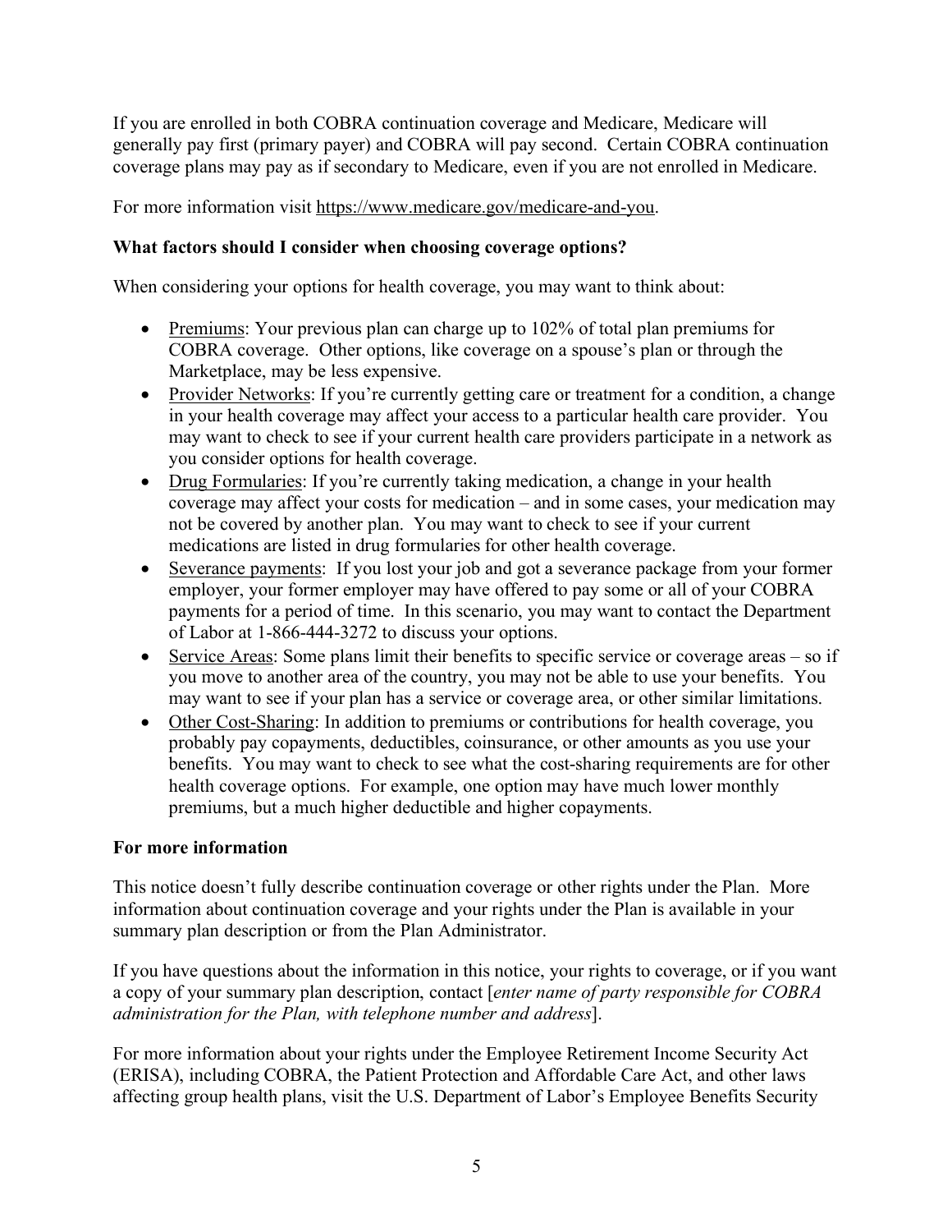If you are enrolled in both COBRA continuation coverage and Medicare, Medicare will generally pay first (primary payer) and COBRA will pay second. Certain COBRA continuation coverage plans may pay as if secondary to Medicare, even if you are not enrolled in Medicare.

For more information visit https://www.medicare.gov/medicare-and-you.

**What factors should I consider when choosing coverage options?**

When considering your options for health coverage, you may want to think about:

- Premiums: Your previous plan can charge up to 102% of total plan premiums for COBRA coverage. Other options, like coverage on a spouse's plan or through the Marketplace, may be less expensive.
- Provider Networks: If you're currently getting care or treatment for a condition, a change in your health coverage may affect your access to a particular health care provider. You may want to check to see if your current health care providers participate in a network as you consider options for health coverage.
- Drug Formularies: If you're currently taking medication, a change in your health coverage may affect your costs for medication – and in some cases, your medication may not be covered by another plan. You may want to check to see if your current medications are listed in drug formularies for other health coverage.
- Severance payments: If you lost your job and got a severance package from your former employer, your former employer may have offered to pay some or all of your COBRA payments for a period of time. In this scenario, you may want to contact the Department of Labor at 1-866-444-3272 to discuss your options.
- Service Areas: Some plans limit their benefits to specific service or coverage areas – so if you move to another area of the country, you may not be able to use your benefits. You may want to see if your plan has a service or coverage area, or other similar limitations.
- Other Cost-Sharing: In addition to premiums or contributions for health coverage, you probably pay copayments, deductibles, coinsurance, or other amounts as you use your benefits. You may want to check to see what the cost-sharing requirements are for other health coverage options. For example, one option may have much lower monthly premiums, but a much higher deductible and higher copayments.

**For more information**

This notice doesn't fully describe continuation coverage or other rights under the Plan. More information about continuation coverage and your rights under the Plan is available in your summary plan description or from the Plan Administrator.

If you have questions about the information in this notice, your rights to coverage, or if you want a copy of your summary plan description, contact [*enter name of party responsible for COBRA administration for the Plan, with telephone number and address*].

For more information about your rights under the Employee Retirement Income Security Act (ERISA), including COBRA, the Patient Protection and Affordable Care Act, and other laws affecting group health plans, visit the U.S. Department of Labor's Employee Benefits Security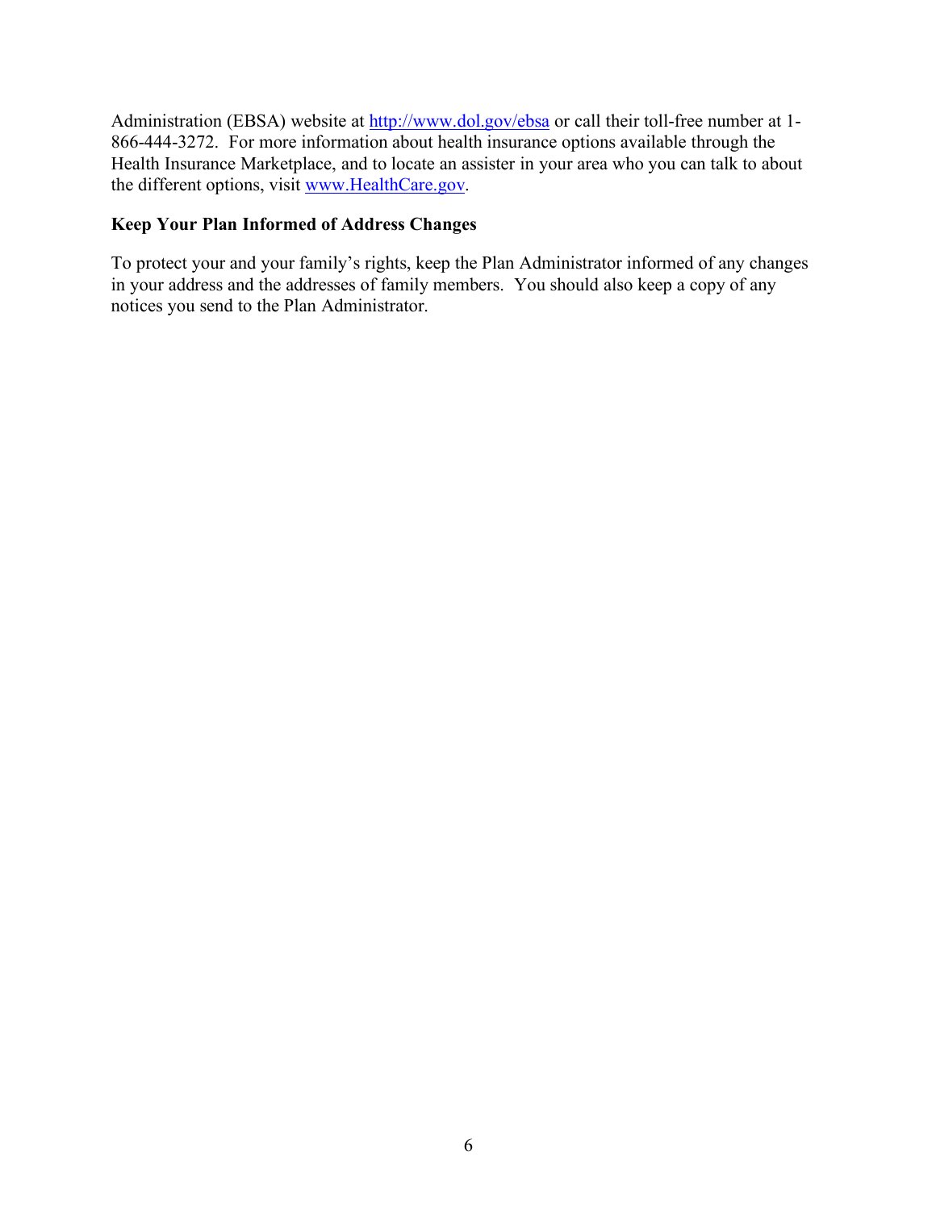Administration (EBSA) website at http://www.dol.gov/ebsa or call their toll-free number at 1-866-444-3272. For more information about health insurance options available through the Health Insurance Marketplace, and to locate an assister in your area who you can talk to about the different options, visit www.HealthCare.gov.

**Keep Your Plan Informed of Address Changes**

To protect your and your family's rights, keep the Plan Administrator informed of any changes in your address and the addresses of family members. You should also keep a copy of any notices you send to the Plan Administrator.